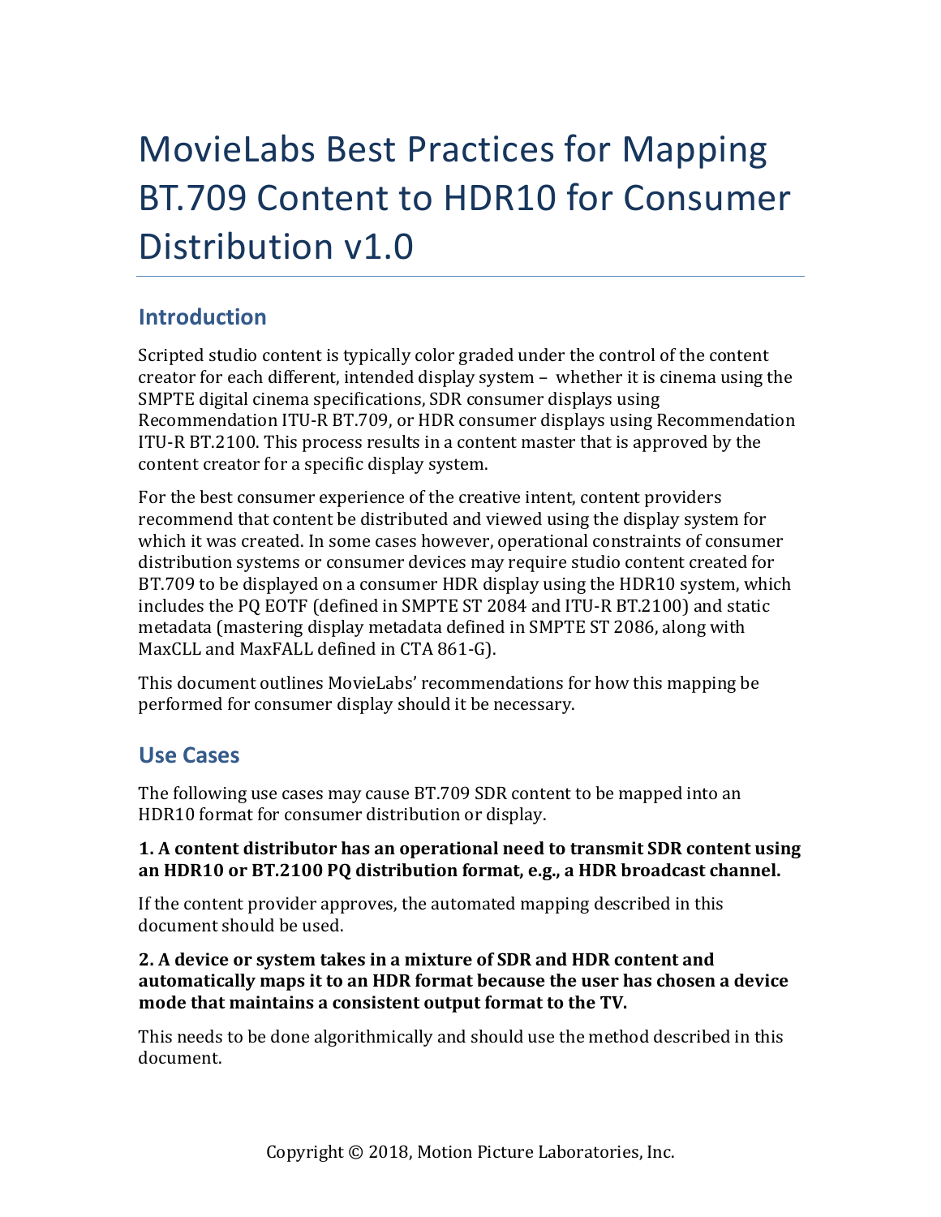# MovieLabs Best Practices for Mapping BT.709 Content to HDR10 for Consumer Distribution v1.0

## Introduction

Scripted studio content is typically color graded under the control of the content creator for each different, intended display system – whether it is cinema using the SMPTE digital cinema specifications, SDR consumer displays using Recommendation ITU-R BT.709, or HDR consumer displays using Recommendation ITU-R BT.2100. This process results in a content master that is approved by the content creator for a specific display system.

For the best consumer experience of the creative intent, content providers recommend that content be distributed and viewed using the display system for which it was created. In some cases however, operational constraints of consumer distribution systems or consumer devices may require studio content created for BT.709 to be displayed on a consumer HDR display using the HDR10 system, which includes the PQ EOTF (defined in SMPTE ST 2084 and ITU-R BT.2100) and static metadata (mastering display metadata defined in SMPTE ST 2086, along with MaxCLL and MaxFALL defined in CTA 861-G).

This document outlines MovieLabs' recommendations for how this mapping be performed for consumer display should it be necessary.

## Use Cases

The following use cases may cause BT.709 SDR content to be mapped into an HDR10 format for consumer distribution or display.

**1. A content distributor has an operational need to transmit SDR content using an HDR10 or BT.2100 PQ distribution format, e.g., a HDR broadcast channel.**

If the content provider approves, the automated mapping described in this document should be used.

**2. A device or system takes in a mixture of SDR and HDR content and automatically maps it to an HDR format because the user has chosen a device mode that maintains a consistent output format to the TV.**

This needs to be done algorithmically and should use the method described in this document.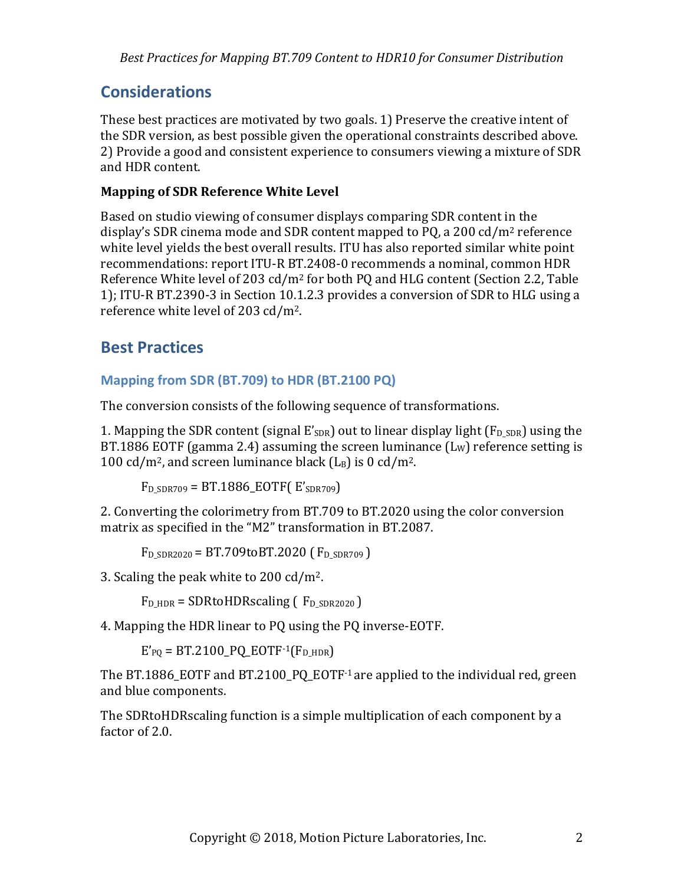## Considerations

These best practices are motivated by two goals. 1) Preserve the creative intent of the SDR version, as best possible given the operational constraints described above. 2) Provide a good and consistent experience to consumers viewing a mixture of SDR and HDR content.

**Mapping of SDR Reference White Level**

Based on studio viewing of consumer displays comparing SDR content in the display's SDR cinema mode and SDR content mapped to PQ, a 200 cd/m² reference white level yields the best overall results. ITU has also reported similar white point recommendations: report ITU-R BT.2408-0 recommends a nominal, common HDR Reference White level of 203 cd/m² for both PQ and HLG content (Section 2.2, Table 1); ITU-R BT.2390-3 in Section 10.1.2.3 provides a conversion of SDR to HLG using a reference white level of 203 cd/m².

## Best Practices

### Mapping from SDR (BT.709) to HDR (BT.2100 PQ)

The conversion consists of the following sequence of transformations.

1. Mapping the SDR content (signal $E'_{SDR}$) out to linear display light ($F_{D\_SDR}$) using the BT.1886 EOTF (gamma 2.4) assuming the screen luminance ($L_W$) reference setting is 100 cd/m², and screen luminance black ($L_B$) is 0 cd/m².

$$F_{D\_SDR709} = \text{BT.1886\_EOTF}(\ E'_{SDR709})$$

2. Converting the colorimetry from BT.709 to BT.2020 using the color conversion matrix as specified in the "M2" transformation in BT.2087.

$$F_{D\_SDR2020} = \text{BT.709toBT.2020}\ (\ F_{D\_SDR709}\ )$$

3. Scaling the peak white to 200 cd/m².

$$F_{D\_HDR} = \text{SDRtoHDRscaling}\ (\ F_{D\_SDR2020}\ )$$

4. Mapping the HDR linear to PQ using the PQ inverse-EOTF.

$$E'_{PQ} = \text{BT.2100\_PQ\_EOTF}^{-1}(F_{D\_HDR})$$

The BT.1886_EOTF and BT.2100_PQ_EOTF$^{-1}$ are applied to the individual red, green and blue components.

The SDRtoHDRscaling function is a simple multiplication of each component by a factor of 2.0.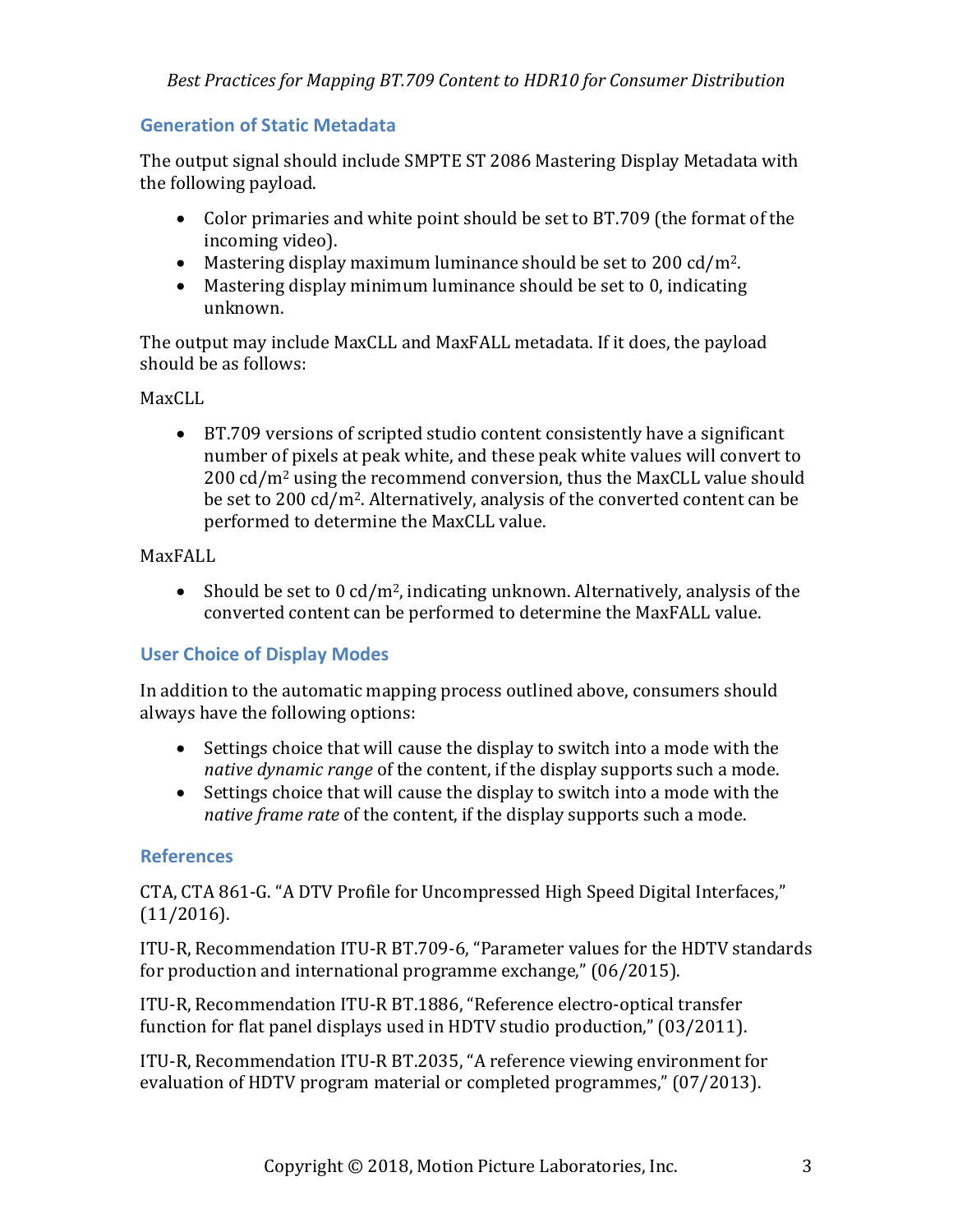## Generation of Static Metadata

The output signal should include SMPTE ST 2086 Mastering Display Metadata with the following payload.

- Color primaries and white point should be set to BT.709 (the format of the incoming video).
- Mastering display maximum luminance should be set to 200 cd/m$^2$.
- Mastering display minimum luminance should be set to 0, indicating unknown.

The output may include MaxCLL and MaxFALL metadata. If it does, the payload should be as follows:

MaxCLL

- BT.709 versions of scripted studio content consistently have a significant number of pixels at peak white, and these peak white values will convert to 200 cd/m$^2$ using the recommend conversion, thus the MaxCLL value should be set to 200 cd/m$^2$. Alternatively, analysis of the converted content can be performed to determine the MaxCLL value.

MaxFALL

- Should be set to 0 cd/m$^2$, indicating unknown. Alternatively, analysis of the converted content can be performed to determine the MaxFALL value.

## User Choice of Display Modes

In addition to the automatic mapping process outlined above, consumers should always have the following options:

- Settings choice that will cause the display to switch into a mode with the *native dynamic range* of the content, if the display supports such a mode.
- Settings choice that will cause the display to switch into a mode with the *native frame rate* of the content, if the display supports such a mode.

## References

CTA, CTA 861-G. "A DTV Profile for Uncompressed High Speed Digital Interfaces," (11/2016).

ITU-R, Recommendation ITU-R BT.709-6, "Parameter values for the HDTV standards for production and international programme exchange," (06/2015).

ITU-R, Recommendation ITU-R BT.1886, "Reference electro-optical transfer function for flat panel displays used in HDTV studio production," (03/2011).

ITU-R, Recommendation ITU-R BT.2035, "A reference viewing environment for evaluation of HDTV program material or completed programmes," (07/2013).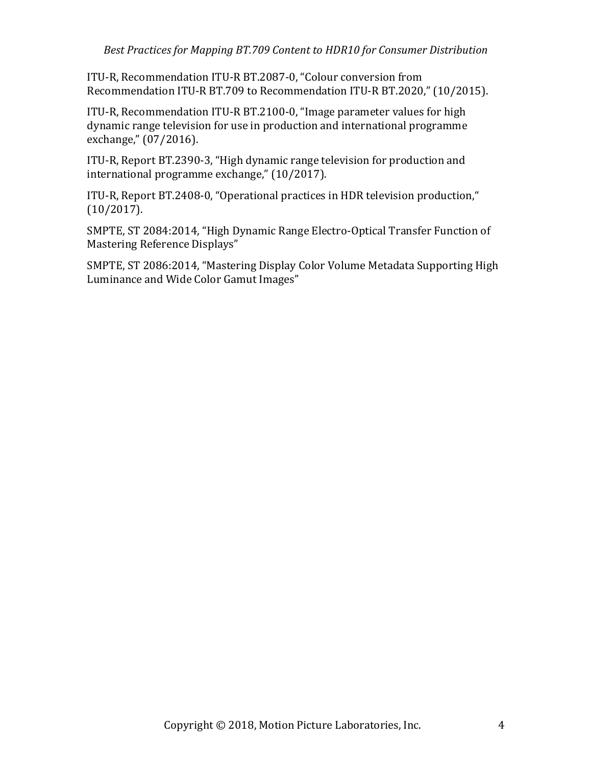ITU-R, Recommendation ITU-R BT.2087-0, “Colour conversion from Recommendation ITU-R BT.709 to Recommendation ITU-R BT.2020,” (10/2015).

ITU-R, Recommendation ITU-R BT.2100-0, “Image parameter values for high dynamic range television for use in production and international programme exchange,” (07/2016).

ITU-R, Report BT.2390-3, “High dynamic range television for production and international programme exchange,” (10/2017).

ITU-R, Report BT.2408-0, “Operational practices in HDR television production,“ (10/2017).

SMPTE, ST 2084:2014, “High Dynamic Range Electro-Optical Transfer Function of Mastering Reference Displays”

SMPTE, ST 2086:2014, “Mastering Display Color Volume Metadata Supporting High Luminance and Wide Color Gamut Images”